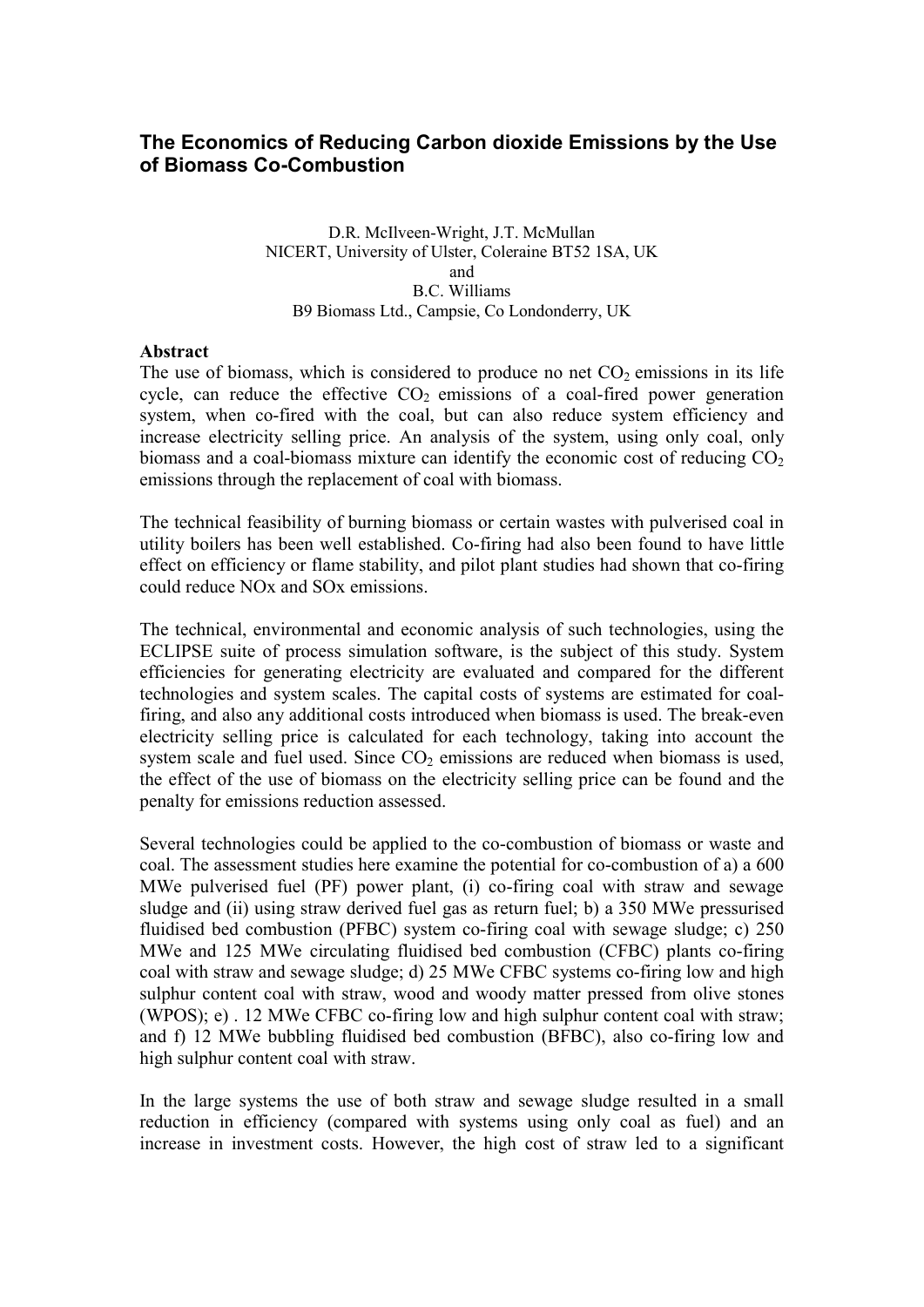# The Economics of Reducing Carbon dioxide Emissions by the Use of Biomass Co-Combustion

D.R. McIlveen-Wright, J.T. McMullan
NICERT, University of Ulster, Coleraine BT52 1SA, UK
and
B.C. Williams
B9 Biomass Ltd., Campsie, Co Londonderry, UK

### Abstract

The use of biomass, which is considered to produce no net $CO_2$ emissions in its life cycle, can reduce the effective $CO_2$ emissions of a coal-fired power generation system, when co-fired with the coal, but can also reduce system efficiency and increase electricity selling price. An analysis of the system, using only coal, only biomass and a coal-biomass mixture can identify the economic cost of reducing $CO_2$ emissions through the replacement of coal with biomass.

The technical feasibility of burning biomass or certain wastes with pulverised coal in utility boilers has been well established. Co-firing had also been found to have little effect on efficiency or flame stability, and pilot plant studies had shown that co-firing could reduce NOx and SOx emissions.

The technical, environmental and economic analysis of such technologies, using the ECLIPSE suite of process simulation software, is the subject of this study. System efficiencies for generating electricity are evaluated and compared for the different technologies and system scales. The capital costs of systems are estimated for coal-firing, and also any additional costs introduced when biomass is used. The break-even electricity selling price is calculated for each technology, taking into account the system scale and fuel used. Since $CO_2$ emissions are reduced when biomass is used, the effect of the use of biomass on the electricity selling price can be found and the penalty for emissions reduction assessed.

Several technologies could be applied to the co-combustion of biomass or waste and coal. The assessment studies here examine the potential for co-combustion of a) a 600 MWe pulverised fuel (PF) power plant, (i) co-firing coal with straw and sewage sludge and (ii) using straw derived fuel gas as return fuel; b) a 350 MWe pressurised fluidised bed combustion (PFBC) system co-firing coal with sewage sludge; c) 250 MWe and 125 MWe circulating fluidised bed combustion (CFBC) plants co-firing coal with straw and sewage sludge; d) 25 MWe CFBC systems co-firing low and high sulphur content coal with straw, wood and woody matter pressed from olive stones (WPOS); e) . 12 MWe CFBC co-firing low and high sulphur content coal with straw; and f) 12 MWe bubbling fluidised bed combustion (BFBC), also co-firing low and high sulphur content coal with straw.

In the large systems the use of both straw and sewage sludge resulted in a small reduction in efficiency (compared with systems using only coal as fuel) and an increase in investment costs. However, the high cost of straw led to a significant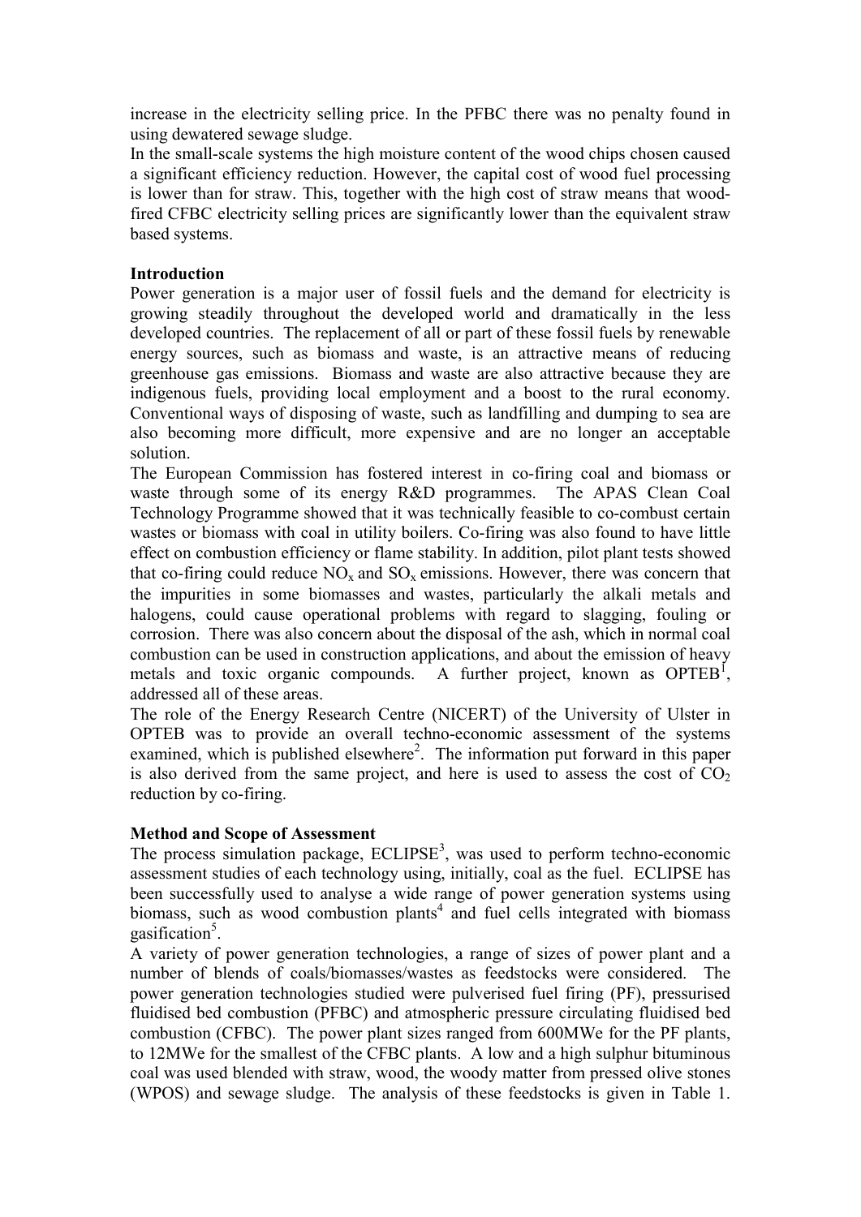increase in the electricity selling price. In the PFBC there was no penalty found in using dewatered sewage sludge.

In the small-scale systems the high moisture content of the wood chips chosen caused a significant efficiency reduction. However, the capital cost of wood fuel processing is lower than for straw. This, together with the high cost of straw means that wood-fired CFBC electricity selling prices are significantly lower than the equivalent straw based systems.

**Introduction**

Power generation is a major user of fossil fuels and the demand for electricity is growing steadily throughout the developed world and dramatically in the less developed countries. The replacement of all or part of these fossil fuels by renewable energy sources, such as biomass and waste, is an attractive means of reducing greenhouse gas emissions. Biomass and waste are also attractive because they are indigenous fuels, providing local employment and a boost to the rural economy. Conventional ways of disposing of waste, such as landfilling and dumping to sea are also becoming more difficult, more expensive and are no longer an acceptable solution.

The European Commission has fostered interest in co-firing coal and biomass or waste through some of its energy R&D programmes. The APAS Clean Coal Technology Programme showed that it was technically feasible to co-combust certain wastes or biomass with coal in utility boilers. Co-firing was also found to have little effect on combustion efficiency or flame stability. In addition, pilot plant tests showed that co-firing could reduce $NO_x$ and $SO_x$ emissions. However, there was concern that the impurities in some biomasses and wastes, particularly the alkali metals and halogens, could cause operational problems with regard to slagging, fouling or corrosion. There was also concern about the disposal of the ash, which in normal coal combustion can be used in construction applications, and about the emission of heavy metals and toxic organic compounds. A further project, known as OPTEB[1], addressed all of these areas.

The role of the Energy Research Centre (NICERT) of the University of Ulster in OPTEB was to provide an overall techno-economic assessment of the systems examined, which is published elsewhere[2]. The information put forward in this paper is also derived from the same project, and here is used to assess the cost of $CO_2$ reduction by co-firing.

**Method and Scope of Assessment**

The process simulation package, ECLIPSE[3], was used to perform techno-economic assessment studies of each technology using, initially, coal as the fuel. ECLIPSE has been successfully used to analyse a wide range of power generation systems using biomass, such as wood combustion plants[4] and fuel cells integrated with biomass gasification[5].

A variety of power generation technologies, a range of sizes of power plant and a number of blends of coals/biomasses/wastes as feedstocks were considered. The power generation technologies studied were pulverised fuel firing (PF), pressurised fluidised bed combustion (PFBC) and atmospheric pressure circulating fluidised bed combustion (CFBC). The power plant sizes ranged from 600MWe for the PF plants, to 12MWe for the smallest of the CFBC plants. A low and a high sulphur bituminous coal was used blended with straw, wood, the woody matter from pressed olive stones (WPOS) and sewage sludge. The analysis of these feedstocks is given in Table 1.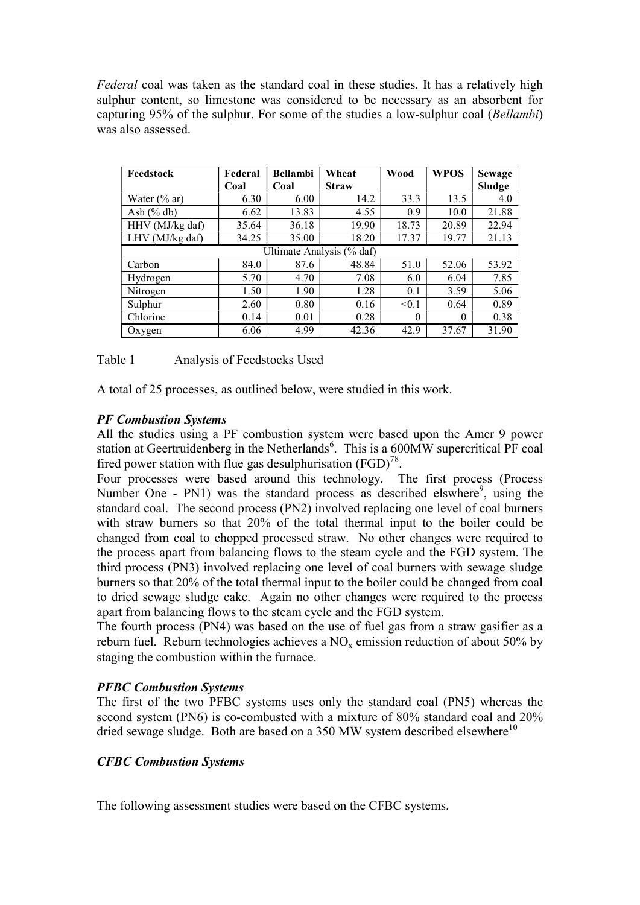*Federal* coal was taken as the standard coal in these studies. It has a relatively high sulphur content, so limestone was considered to be necessary as an absorbent for capturing 95% of the sulphur. For some of the studies a low-sulphur coal (*Bellambi*) was also assessed.

| Feedstock | Federal Coal | Bellambi Coal | Wheat Straw | Wood | WPOS | Sewage Sludge |
|---|---|---|---|---|---|---|
| Water (% ar) | 6.30 | 6.00 | 14.2 | 33.3 | 13.5 | 4.0 |
| Ash (% db) | 6.62 | 13.83 | 4.55 | 0.9 | 10.0 | 21.88 |
| HHV (MJ/kg daf) | 35.64 | 36.18 | 19.90 | 18.73 | 20.89 | 22.94 |
| LHV (MJ/kg daf) | 34.25 | 35.00 | 18.20 | 17.37 | 19.77 | 21.13 |
| Ultimate Analysis (% daf) | | | | | | |
| Carbon | 84.0 | 87.6 | 48.84 | 51.0 | 52.06 | 53.92 |
| Hydrogen | 5.70 | 4.70 | 7.08 | 6.0 | 6.04 | 7.85 |
| Nitrogen | 1.50 | 1.90 | 1.28 | 0.1 | 3.59 | 5.06 |
| Sulphur | 2.60 | 0.80 | 0.16 | <0.1 | 0.64 | 0.89 |
| Chlorine | 0.14 | 0.01 | 0.28 | 0 | 0 | 0.38 |
| Oxygen | 6.06 | 4.99 | 42.36 | 42.9 | 37.67 | 31.90 |

Table 1 Analysis of Feedstocks Used

A total of 25 processes, as outlined below, were studied in this work.

### *PF Combustion Systems*

All the studies using a PF combustion system were based upon the Amer 9 power station at Geertruidenberg in the Netherlands[6]. This is a 600MW supercritical PF coal fired power station with flue gas desulphurisation (FGD)[7,8].

Four processes were based around this technology. The first process (Process Number One - PN1) was the standard process as described elswhere[9], using the standard coal. The second process (PN2) involved replacing one level of coal burners with straw burners so that 20% of the total thermal input to the boiler could be changed from coal to chopped processed straw. No other changes were required to the process apart from balancing flows to the steam cycle and the FGD system. The third process (PN3) involved replacing one level of coal burners with sewage sludge burners so that 20% of the total thermal input to the boiler could be changed from coal to dried sewage sludge cake. Again no other changes were required to the process apart from balancing flows to the steam cycle and the FGD system.

The fourth process (PN4) was based on the use of fuel gas from a straw gasifier as a reburn fuel. Reburn technologies achieves a $NO_x$ emission reduction of about 50% by staging the combustion within the furnace.

### *PFBC Combustion Systems*

The first of the two PFBC systems uses only the standard coal (PN5) whereas the second system (PN6) is co-combusted with a mixture of 80% standard coal and 20% dried sewage sludge. Both are based on a 350 MW system described elsewhere[10]

### *CFBC Combustion Systems*

The following assessment studies were based on the CFBC systems.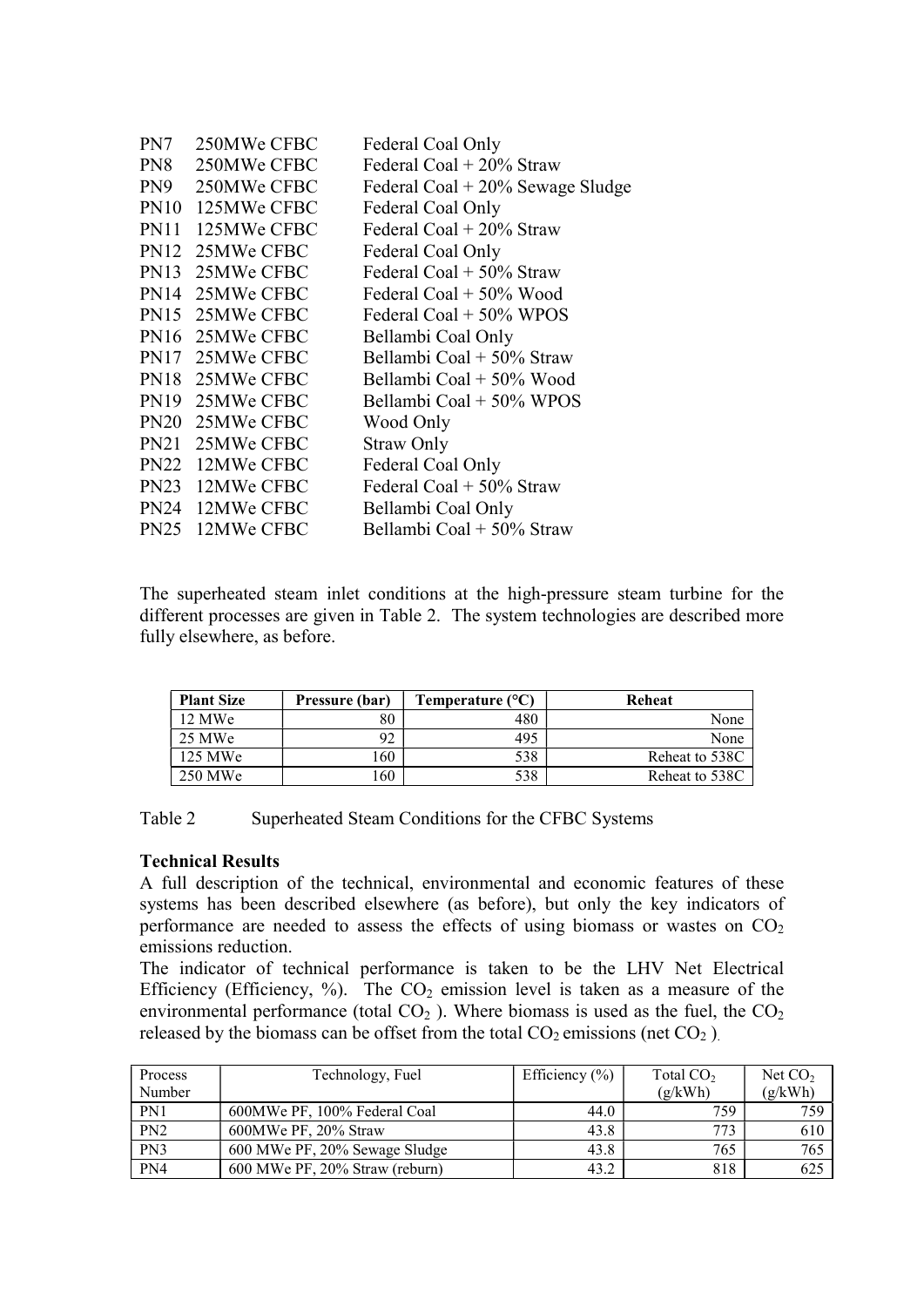| | | |
|---|---|---|
| PN7 | 250MWe CFBC | Federal Coal Only |
| PN8 | 250MWe CFBC | Federal Coal + 20% Straw |
| PN9 | 250MWe CFBC | Federal Coal + 20% Sewage Sludge |
| PN10 | 125MWe CFBC | Federal Coal Only |
| PN11 | 125MWe CFBC | Federal Coal + 20% Straw |
| PN12 | 25MWe CFBC | Federal Coal Only |
| PN13 | 25MWe CFBC | Federal Coal + 50% Straw |
| PN14 | 25MWe CFBC | Federal Coal + 50% Wood |
| PN15 | 25MWe CFBC | Federal Coal + 50% WPOS |
| PN16 | 25MWe CFBC | Bellambi Coal Only |
| PN17 | 25MWe CFBC | Bellambi Coal + 50% Straw |
| PN18 | 25MWe CFBC | Bellambi Coal + 50% Wood |
| PN19 | 25MWe CFBC | Bellambi Coal + 50% WPOS |
| PN20 | 25MWe CFBC | Wood Only |
| PN21 | 25MWe CFBC | Straw Only |
| PN22 | 12MWe CFBC | Federal Coal Only |
| PN23 | 12MWe CFBC | Federal Coal + 50% Straw |
| PN24 | 12MWe CFBC | Bellambi Coal Only |
| PN25 | 12MWe CFBC | Bellambi Coal + 50% Straw |

The superheated steam inlet conditions at the high-pressure steam turbine for the different processes are given in Table 2. The system technologies are described more fully elsewhere, as before.

| Plant Size | Pressure (bar) | Temperature (°C) | Reheat |
|---|---|---|---|
| 12 MWe | 80 | 480 | None |
| 25 MWe | 92 | 495 | None |
| 125 MWe | 160 | 538 | Reheat to 538C |
| 250 MWe | 160 | 538 | Reheat to 538C |

Table 2 Superheated Steam Conditions for the CFBC Systems

**Technical Results**

A full description of the technical, environmental and economic features of these systems has been described elsewhere (as before), but only the key indicators of performance are needed to assess the effects of using biomass or wastes on $CO_2$ emissions reduction.

The indicator of technical performance is taken to be the LHV Net Electrical Efficiency (Efficiency, %). The $CO_2$ emission level is taken as a measure of the environmental performance (total $CO_2$ ). Where biomass is used as the fuel, the $CO_2$ released by the biomass can be offset from the total $CO_2$ emissions (net $CO_2$ ).

| Process Number | Technology, Fuel | Efficiency (%) | Total $CO_2$ (g/kWh) | Net $CO_2$ (g/kWh) |
|---|---|---|---|---|
| PN1 | 600MWe PF, 100% Federal Coal | 44.0 | 759 | 759 |
| PN2 | 600MWe PF, 20% Straw | 43.8 | 773 | 610 |
| PN3 | 600 MWe PF, 20% Sewage Sludge | 43.8 | 765 | 765 |
| PN4 | 600 MWe PF, 20% Straw (reburn) | 43.2 | 818 | 625 |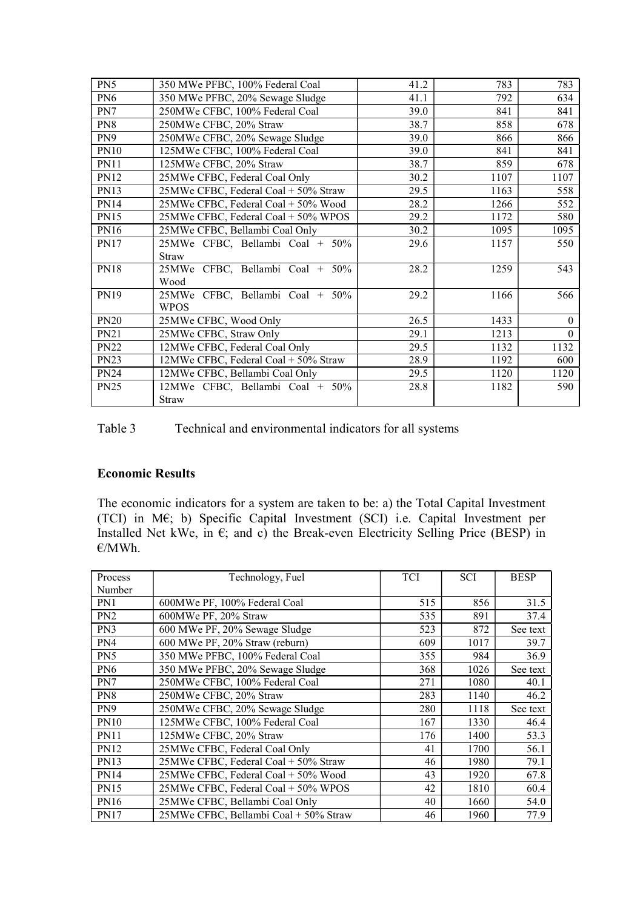| | | | | |
|---|---|---|---|---|
| PN5 | 350 MWe PFBC, 100% Federal Coal | 41.2 | 783 | 783 |
| PN6 | 350 MWe PFBC, 20% Sewage Sludge | 41.1 | 792 | 634 |
| PN7 | 250MWe CFBC, 100% Federal Coal | 39.0 | 841 | 841 |
| PN8 | 250MWe CFBC, 20% Straw | 38.7 | 858 | 678 |
| PN9 | 250MWe CFBC, 20% Sewage Sludge | 39.0 | 866 | 866 |
| PN10 | 125MWe CFBC, 100% Federal Coal | 39.0 | 841 | 841 |
| PN11 | 125MWe CFBC, 20% Straw | 38.7 | 859 | 678 |
| PN12 | 25MWe CFBC, Federal Coal Only | 30.2 | 1107 | 1107 |
| PN13 | 25MWe CFBC, Federal Coal + 50% Straw | 29.5 | 1163 | 558 |
| PN14 | 25MWe CFBC, Federal Coal + 50% Wood | 28.2 | 1266 | 552 |
| PN15 | 25MWe CFBC, Federal Coal + 50% WPOS | 29.2 | 1172 | 580 |
| PN16 | 25MWe CFBC, Bellambi Coal Only | 30.2 | 1095 | 1095 |
| PN17 | 25MWe CFBC, Bellambi Coal + 50% Straw | 29.6 | 1157 | 550 |
| PN18 | 25MWe CFBC, Bellambi Coal + 50% Wood | 28.2 | 1259 | 543 |
| PN19 | 25MWe CFBC, Bellambi Coal + 50% WPOS | 29.2 | 1166 | 566 |
| PN20 | 25MWe CFBC, Wood Only | 26.5 | 1433 | 0 |
| PN21 | 25MWe CFBC, Straw Only | 29.1 | 1213 | 0 |
| PN22 | 12MWe CFBC, Federal Coal Only | 29.5 | 1132 | 1132 |
| PN23 | 12MWe CFBC, Federal Coal + 50% Straw | 28.9 | 1192 | 600 |
| PN24 | 12MWe CFBC, Bellambi Coal Only | 29.5 | 1120 | 1120 |
| PN25 | 12MWe CFBC, Bellambi Coal + 50% Straw | 28.8 | 1182 | 590 |

Table 3 Technical and environmental indicators for all systems

**Economic Results**

The economic indicators for a system are taken to be: a) the Total Capital Investment (TCI) in M€; b) Specific Capital Investment (SCI) i.e. Capital Investment per Installed Net kWe, in €; and c) the Break-even Electricity Selling Price (BESP) in €/MWh.

| Process Number | Technology, Fuel | TCI | SCI | BESP |
|---|---|---|---|---|
| PN1 | 600MWe PF, 100% Federal Coal | 515 | 856 | 31.5 |
| PN2 | 600MWe PF, 20% Straw | 535 | 891 | 37.4 |
| PN3 | 600 MWe PF, 20% Sewage Sludge | 523 | 872 | See text |
| PN4 | 600 MWe PF, 20% Straw (reburn) | 609 | 1017 | 39.7 |
| PN5 | 350 MWe PFBC, 100% Federal Coal | 355 | 984 | 36.9 |
| PN6 | 350 MWe PFBC, 20% Sewage Sludge | 368 | 1026 | See text |
| PN7 | 250MWe CFBC, 100% Federal Coal | 271 | 1080 | 40.1 |
| PN8 | 250MWe CFBC, 20% Straw | 283 | 1140 | 46.2 |
| PN9 | 250MWe CFBC, 20% Sewage Sludge | 280 | 1118 | See text |
| PN10 | 125MWe CFBC, 100% Federal Coal | 167 | 1330 | 46.4 |
| PN11 | 125MWe CFBC, 20% Straw | 176 | 1400 | 53.3 |
| PN12 | 25MWe CFBC, Federal Coal Only | 41 | 1700 | 56.1 |
| PN13 | 25MWe CFBC, Federal Coal + 50% Straw | 46 | 1980 | 79.1 |
| PN14 | 25MWe CFBC, Federal Coal + 50% Wood | 43 | 1920 | 67.8 |
| PN15 | 25MWe CFBC, Federal Coal + 50% WPOS | 42 | 1810 | 60.4 |
| PN16 | 25MWe CFBC, Bellambi Coal Only | 40 | 1660 | 54.0 |
| PN17 | 25MWe CFBC, Bellambi Coal + 50% Straw | 46 | 1960 | 77.9 |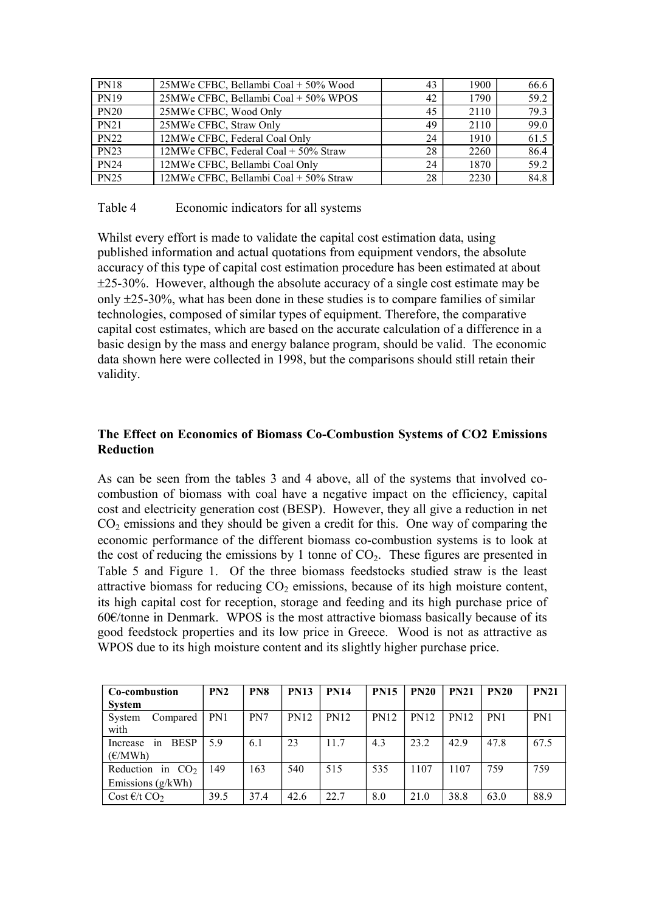| PN18 | 25MWe CFBC, Bellambi Coal + 50% Wood | 43 | 1900 | 66.6 |
|---|---|---|---|---|
| PN19 | 25MWe CFBC, Bellambi Coal + 50% WPOS | 42 | 1790 | 59.2 |
| PN20 | 25MWe CFBC, Wood Only | 45 | 2110 | 79.3 |
| PN21 | 25MWe CFBC, Straw Only | 49 | 2110 | 99.0 |
| PN22 | 12MWe CFBC, Federal Coal Only | 24 | 1910 | 61.5 |
| PN23 | 12MWe CFBC, Federal Coal + 50% Straw | 28 | 2260 | 86.4 |
| PN24 | 12MWe CFBC, Bellambi Coal Only | 24 | 1870 | 59.2 |
| PN25 | 12MWe CFBC, Bellambi Coal + 50% Straw | 28 | 2230 | 84.8 |

Table 4 Economic indicators for all systems

Whilst every effort is made to validate the capital cost estimation data, using published information and actual quotations from equipment vendors, the absolute accuracy of this type of capital cost estimation procedure has been estimated at about ±25-30%. However, although the absolute accuracy of a single cost estimate may be only ±25-30%, what has been done in these studies is to compare families of similar technologies, composed of similar types of equipment. Therefore, the comparative capital cost estimates, which are based on the accurate calculation of a difference in a basic design by the mass and energy balance program, should be valid. The economic data shown here were collected in 1998, but the comparisons should still retain their validity.

## The Effect on Economics of Biomass Co-Combustion Systems of CO2 Emissions Reduction

As can be seen from the tables 3 and 4 above, all of the systems that involved co-combustion of biomass with coal have a negative impact on the efficiency, capital cost and electricity generation cost (BESP). However, they all give a reduction in net $CO_2$ emissions and they should be given a credit for this. One way of comparing the economic performance of the different biomass co-combustion systems is to look at the cost of reducing the emissions by 1 tonne of $CO_2$. These figures are presented in Table 5 and Figure 1. Of the three biomass feedstocks studied straw is the least attractive biomass for reducing $CO_2$ emissions, because of its high moisture content, its high capital cost for reception, storage and feeding and its high purchase price of 60€/tonne in Denmark. WPOS is the most attractive biomass basically because of its good feedstock properties and its low price in Greece. Wood is not as attractive as WPOS due to its high moisture content and its slightly higher purchase price.

| **Co-combustion System** | **PN2** | **PN8** | **PN13** | **PN14** | **PN15** | **PN20** | **PN21** | **PN20** | **PN21** |
|---|---|---|---|---|---|---|---|---|---|
| System Compared with | PN1 | PN7 | PN12 | PN12 | PN12 | PN12 | PN12 | PN1 | PN1 |
| Increase in BESP (€/MWh) | 5.9 | 6.1 | 23 | 11.7 | 4.3 | 23.2 | 42.9 | 47.8 | 67.5 |
| Reduction in $CO_2$ Emissions (g/kWh) | 149 | 163 | 540 | 515 | 535 | 1107 | 1107 | 759 | 759 |
| Cost €/t $CO_2$ | 39.5 | 37.4 | 42.6 | 22.7 | 8.0 | 21.0 | 38.8 | 63.0 | 88.9 |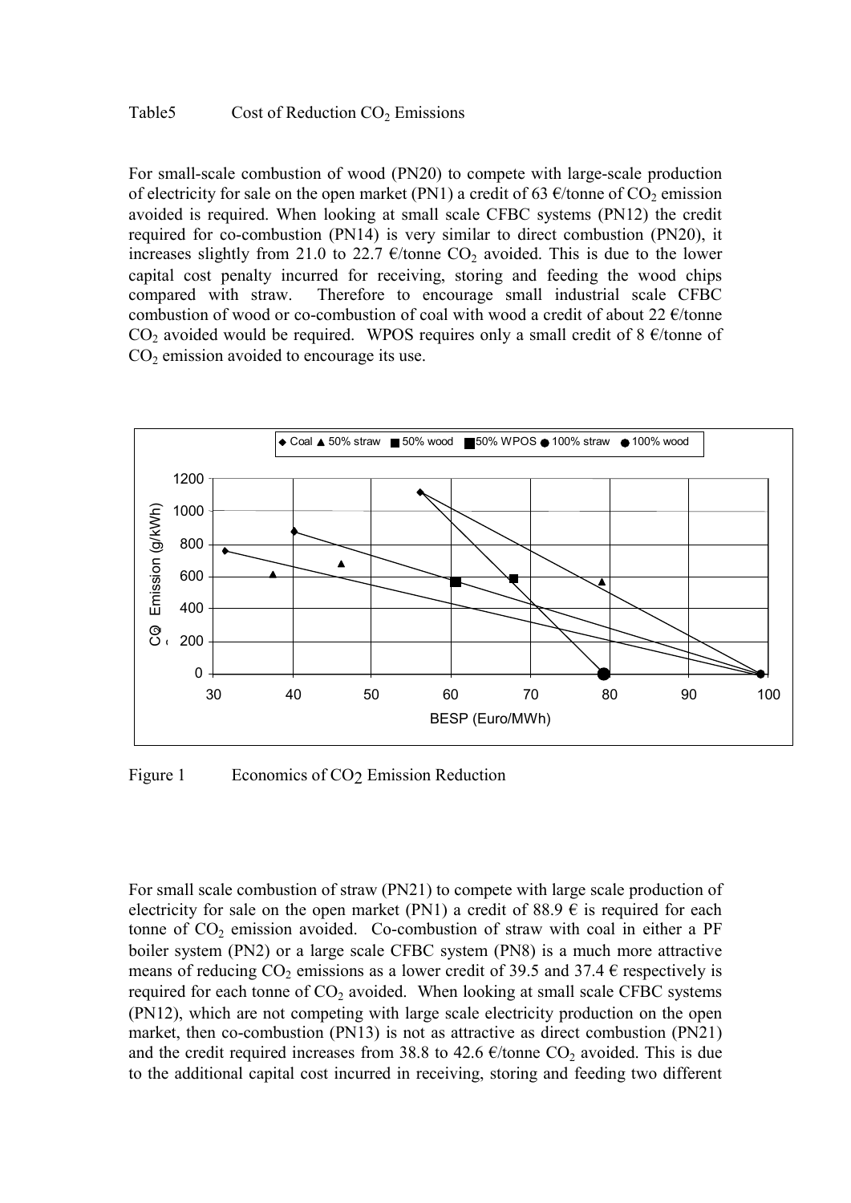Table5 Cost of Reduction $CO_2$ Emissions

For small-scale combustion of wood (PN20) to compete with large-scale production of electricity for sale on the open market (PN1) a credit of 63 €/tonne of $CO_2$ emission avoided is required. When looking at small scale CFBC systems (PN12) the credit required for co-combustion (PN14) is very similar to direct combustion (PN20), it increases slightly from 21.0 to 22.7 €/tonne $CO_2$ avoided. This is due to the lower capital cost penalty incurred for receiving, storing and feeding the wood chips compared with straw. Therefore to encourage small industrial scale CFBC combustion of wood or co-combustion of coal with wood a credit of about 22 €/tonne $CO_2$ avoided would be required. WPOS requires only a small credit of 8 €/tonne of $CO_2$ emission avoided to encourage its use.

Figure 1 Economics of $CO_2$ Emission Reduction

For small scale combustion of straw (PN21) to compete with large scale production of electricity for sale on the open market (PN1) a credit of 88.9 € is required for each tonne of $CO_2$ emission avoided. Co-combustion of straw with coal in either a PF boiler system (PN2) or a large scale CFBC system (PN8) is a much more attractive means of reducing $CO_2$ emissions as a lower credit of 39.5 and 37.4 € respectively is required for each tonne of $CO_2$ avoided. When looking at small scale CFBC systems (PN12), which are not competing with large scale electricity production on the open market, then co-combustion (PN13) is not as attractive as direct combustion (PN21) and the credit required increases from 38.8 to 42.6 €/tonne $CO_2$ avoided. This is due to the additional capital cost incurred in receiving, storing and feeding two different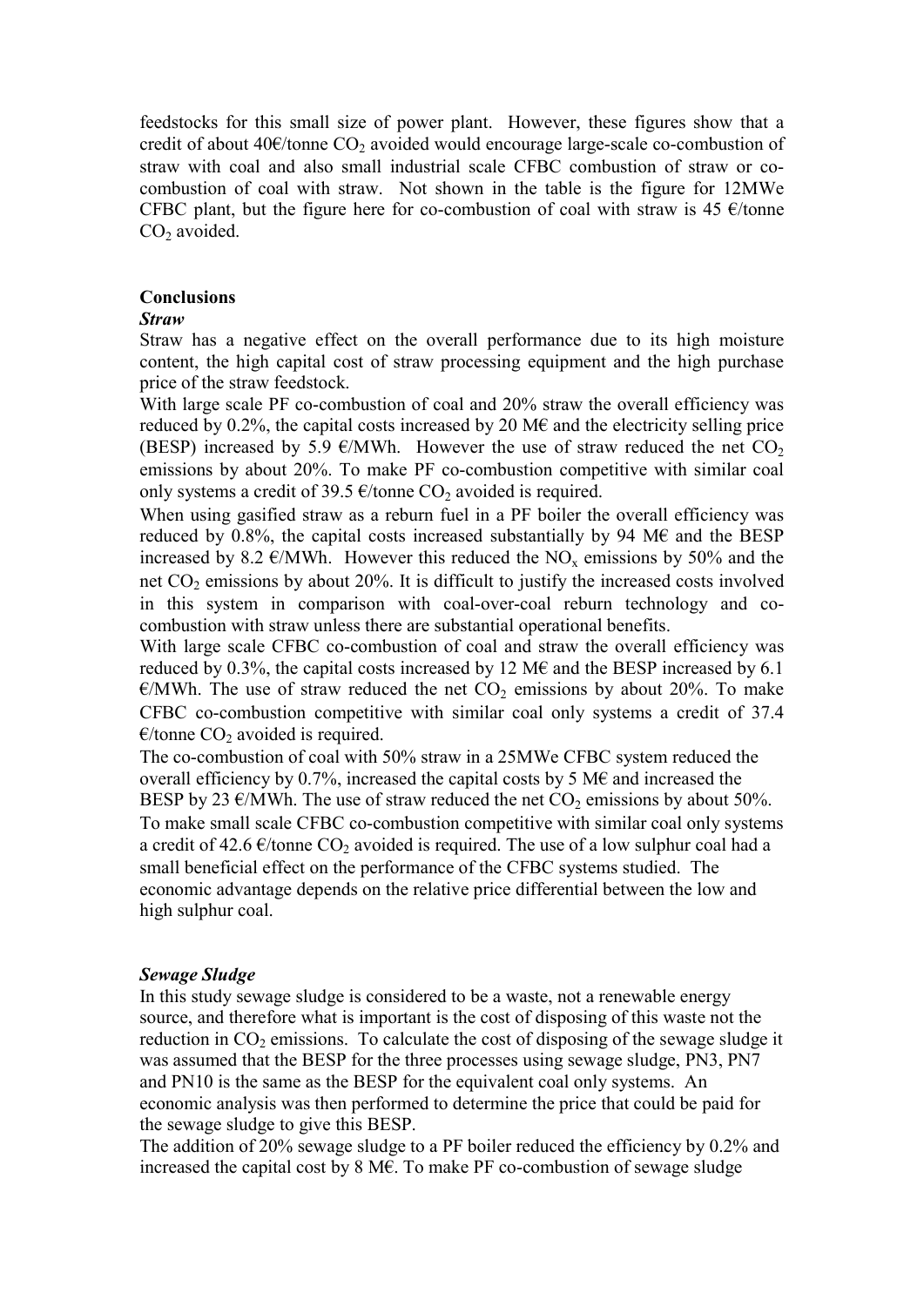feedstocks for this small size of power plant. However, these figures show that a credit of about 40€/tonne $CO_2$ avoided would encourage large-scale co-combustion of straw with coal and also small industrial scale CFBC combustion of straw or co-combustion of coal with straw. Not shown in the table is the figure for 12MWe CFBC plant, but the figure here for co-combustion of coal with straw is 45 €/tonne $CO_2$ avoided.

## Conclusions

### *Straw*

Straw has a negative effect on the overall performance due to its high moisture content, the high capital cost of straw processing equipment and the high purchase price of the straw feedstock.

With large scale PF co-combustion of coal and 20% straw the overall efficiency was reduced by 0.2%, the capital costs increased by 20 M€ and the electricity selling price (BESP) increased by 5.9 €/MWh. However the use of straw reduced the net $CO_2$ emissions by about 20%. To make PF co-combustion competitive with similar coal only systems a credit of 39.5 €/tonne $CO_2$ avoided is required.

When using gasified straw as a reburn fuel in a PF boiler the overall efficiency was reduced by 0.8%, the capital costs increased substantially by 94 M€ and the BESP increased by 8.2 €/MWh. However this reduced the $NO_x$ emissions by 50% and the net $CO_2$ emissions by about 20%. It is difficult to justify the increased costs involved in this system in comparison with coal-over-coal reburn technology and co-combustion with straw unless there are substantial operational benefits.

With large scale CFBC co-combustion of coal and straw the overall efficiency was reduced by 0.3%, the capital costs increased by 12 M€ and the BESP increased by 6.1 €/MWh. The use of straw reduced the net $CO_2$ emissions by about 20%. To make CFBC co-combustion competitive with similar coal only systems a credit of 37.4 €/tonne $CO_2$ avoided is required.

The co-combustion of coal with 50% straw in a 25MWe CFBC system reduced the overall efficiency by 0.7%, increased the capital costs by 5 M€ and increased the BESP by 23 €/MWh. The use of straw reduced the net $CO_2$ emissions by about 50%. To make small scale CFBC co-combustion competitive with similar coal only systems a credit of 42.6 €/tonne $CO_2$ avoided is required. The use of a low sulphur coal had a small beneficial effect on the performance of the CFBC systems studied. The economic advantage depends on the relative price differential between the low and high sulphur coal.

### *Sewage Sludge*

In this study sewage sludge is considered to be a waste, not a renewable energy source, and therefore what is important is the cost of disposing of this waste not the reduction in $CO_2$ emissions. To calculate the cost of disposing of the sewage sludge it was assumed that the BESP for the three processes using sewage sludge, PN3, PN7 and PN10 is the same as the BESP for the equivalent coal only systems. An economic analysis was then performed to determine the price that could be paid for the sewage sludge to give this BESP.

The addition of 20% sewage sludge to a PF boiler reduced the efficiency by 0.2% and increased the capital cost by 8 M€. To make PF co-combustion of sewage sludge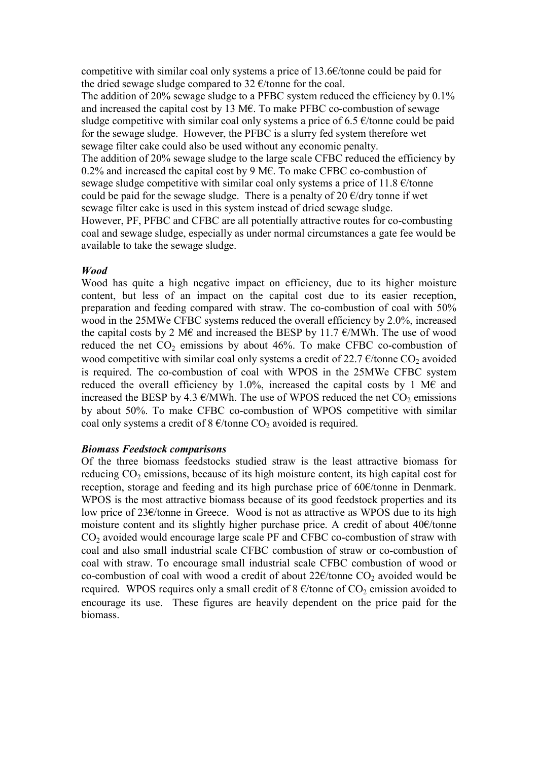competitive with similar coal only systems a price of 13.6€/tonne could be paid for the dried sewage sludge compared to 32 €/tonne for the coal.

The addition of 20% sewage sludge to a PFBC system reduced the efficiency by 0.1% and increased the capital cost by 13 M€. To make PFBC co-combustion of sewage sludge competitive with similar coal only systems a price of 6.5 €/tonne could be paid for the sewage sludge. However, the PFBC is a slurry fed system therefore wet sewage filter cake could also be used without any economic penalty.

The addition of 20% sewage sludge to the large scale CFBC reduced the efficiency by 0.2% and increased the capital cost by 9 M€. To make CFBC co-combustion of sewage sludge competitive with similar coal only systems a price of 11.8 €/tonne could be paid for the sewage sludge. There is a penalty of 20 €/dry tonne if wet sewage filter cake is used in this system instead of dried sewage sludge.

However, PF, PFBC and CFBC are all potentially attractive routes for co-combusting coal and sewage sludge, especially as under normal circumstances a gate fee would be available to take the sewage sludge.

***Wood***

Wood has quite a high negative impact on efficiency, due to its higher moisture content, but less of an impact on the capital cost due to its easier reception, preparation and feeding compared with straw. The co-combustion of coal with 50% wood in the 25MWe CFBC systems reduced the overall efficiency by 2.0%, increased the capital costs by 2 M€ and increased the BESP by 11.7 €/MWh. The use of wood reduced the net $CO_2$ emissions by about 46%. To make CFBC co-combustion of wood competitive with similar coal only systems a credit of 22.7 €/tonne $CO_2$ avoided is required. The co-combustion of coal with WPOS in the 25MWe CFBC system reduced the overall efficiency by 1.0%, increased the capital costs by 1 M€ and increased the BESP by 4.3 €/MWh. The use of WPOS reduced the net $CO_2$ emissions by about 50%. To make CFBC co-combustion of WPOS competitive with similar coal only systems a credit of 8 €/tonne $CO_2$ avoided is required.

***Biomass Feedstock comparisons***

Of the three biomass feedstocks studied straw is the least attractive biomass for reducing $CO_2$ emissions, because of its high moisture content, its high capital cost for reception, storage and feeding and its high purchase price of 60€/tonne in Denmark. WPOS is the most attractive biomass because of its good feedstock properties and its low price of 23€/tonne in Greece. Wood is not as attractive as WPOS due to its high moisture content and its slightly higher purchase price. A credit of about 40€/tonne $CO_2$ avoided would encourage large scale PF and CFBC co-combustion of straw with coal and also small industrial scale CFBC combustion of straw or co-combustion of coal with straw. To encourage small industrial scale CFBC combustion of wood or co-combustion of coal with wood a credit of about 22€/tonne $CO_2$ avoided would be required. WPOS requires only a small credit of 8 €/tonne of $CO_2$ emission avoided to encourage its use. These figures are heavily dependent on the price paid for the biomass.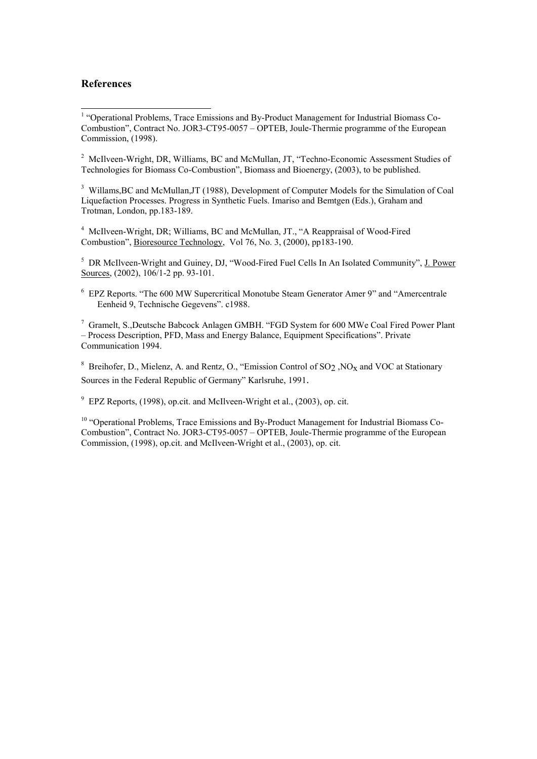## References

[1] "Operational Problems, Trace Emissions and By-Product Management for Industrial Biomass Co-Combustion", Contract No. JOR3-CT95-0057 – OPTEB, Joule-Thermie programme of the European Commission, (1998).

[2] McIlveen-Wright, DR, Williams, BC and McMullan, JT, "Techno-Economic Assessment Studies of Technologies for Biomass Co-Combustion", Biomass and Bioenergy, (2003), to be published.

[3] Willams,BC and McMullan,JT (1988), Development of Computer Models for the Simulation of Coal Liquefaction Processes. Progress in Synthetic Fuels. Imariso and Bemtgen (Eds.), Graham and Trotman, London, pp.183-189.

[4] McIlveen-Wright, DR; Williams, BC and McMullan, JT., "A Reappraisal of Wood-Fired Combustion", Bioresource Technology, Vol 76, No. 3, (2000), pp183-190.

[5] DR McIlveen-Wright and Guiney, DJ, "Wood-Fired Fuel Cells In An Isolated Community", J. Power Sources, (2002), 106/1-2 pp. 93-101.

[6] EPZ Reports. "The 600 MW Supercritical Monotube Steam Generator Amer 9" and "Amercentrale Eenheid 9, Technische Gegevens". c1988.

[7] Gramelt, S.,Deutsche Babcock Anlagen GMBH. "FGD System for 600 MWe Coal Fired Power Plant – Process Description, PFD, Mass and Energy Balance, Equipment Specifications". Private Communication 1994.

[8] Breihofer, D., Mielenz, A. and Rentz, O., "Emission Control of $SO_2$ ,$NO_X$ and VOC at Stationary Sources in the Federal Republic of Germany" Karlsruhe, 1991.

[9] EPZ Reports, (1998), op.cit. and McIlveen-Wright et al., (2003), op. cit.

[10] "Operational Problems, Trace Emissions and By-Product Management for Industrial Biomass Co-Combustion", Contract No. JOR3-CT95-0057 – OPTEB, Joule-Thermie programme of the European Commission, (1998), op.cit. and McIlveen-Wright et al., (2003), op. cit.